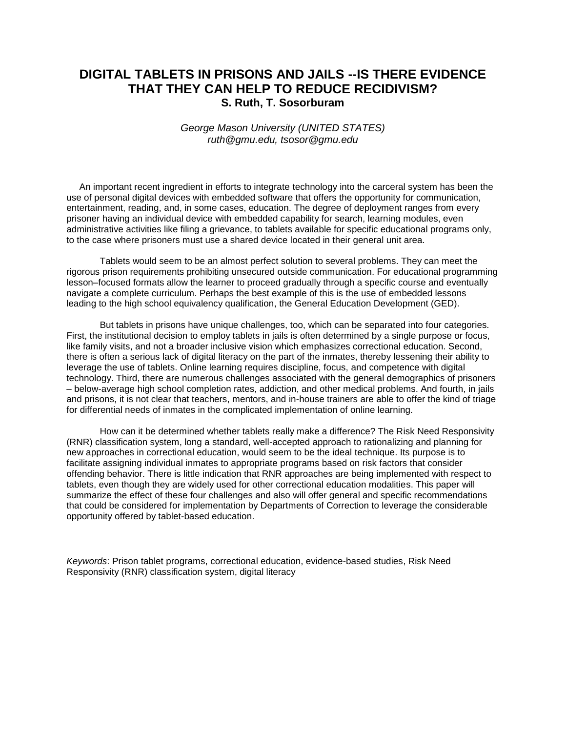# DIGITAL TABLETS IN PRISONS AND JAILS --IS THERE EVIDENCE THAT THEY CAN HELP TO REDUCE RECIDIVISM?

**S. Ruth, T. Sosorburam**

*George Mason University (UNITED STATES)*
*ruth@gmu.edu, tsosor@gmu.edu*

An important recent ingredient in efforts to integrate technology into the carceral system has been the use of personal digital devices with embedded software that offers the opportunity for communication, entertainment, reading, and, in some cases, education. The degree of deployment ranges from every prisoner having an individual device with embedded capability for search, learning modules, even administrative activities like filing a grievance, to tablets available for specific educational programs only, to the case where prisoners must use a shared device located in their general unit area.

Tablets would seem to be an almost perfect solution to several problems. They can meet the rigorous prison requirements prohibiting unsecured outside communication. For educational programming lesson–focused formats allow the learner to proceed gradually through a specific course and eventually navigate a complete curriculum. Perhaps the best example of this is the use of embedded lessons leading to the high school equivalency qualification, the General Education Development (GED).

But tablets in prisons have unique challenges, too, which can be separated into four categories. First, the institutional decision to employ tablets in jails is often determined by a single purpose or focus, like family visits, and not a broader inclusive vision which emphasizes correctional education. Second, there is often a serious lack of digital literacy on the part of the inmates, thereby lessening their ability to leverage the use of tablets. Online learning requires discipline, focus, and competence with digital technology. Third, there are numerous challenges associated with the general demographics of prisoners – below-average high school completion rates, addiction, and other medical problems. And fourth, in jails and prisons, it is not clear that teachers, mentors, and in-house trainers are able to offer the kind of triage for differential needs of inmates in the complicated implementation of online learning.

How can it be determined whether tablets really make a difference? The Risk Need Responsivity (RNR) classification system, long a standard, well-accepted approach to rationalizing and planning for new approaches in correctional education, would seem to be the ideal technique. Its purpose is to facilitate assigning individual inmates to appropriate programs based on risk factors that consider offending behavior. There is little indication that RNR approaches are being implemented with respect to tablets, even though they are widely used for other correctional education modalities. This paper will summarize the effect of these four challenges and also will offer general and specific recommendations that could be considered for implementation by Departments of Correction to leverage the considerable opportunity offered by tablet-based education.

*Keywords*: Prison tablet programs, correctional education, evidence-based studies, Risk Need Responsivity (RNR) classification system, digital literacy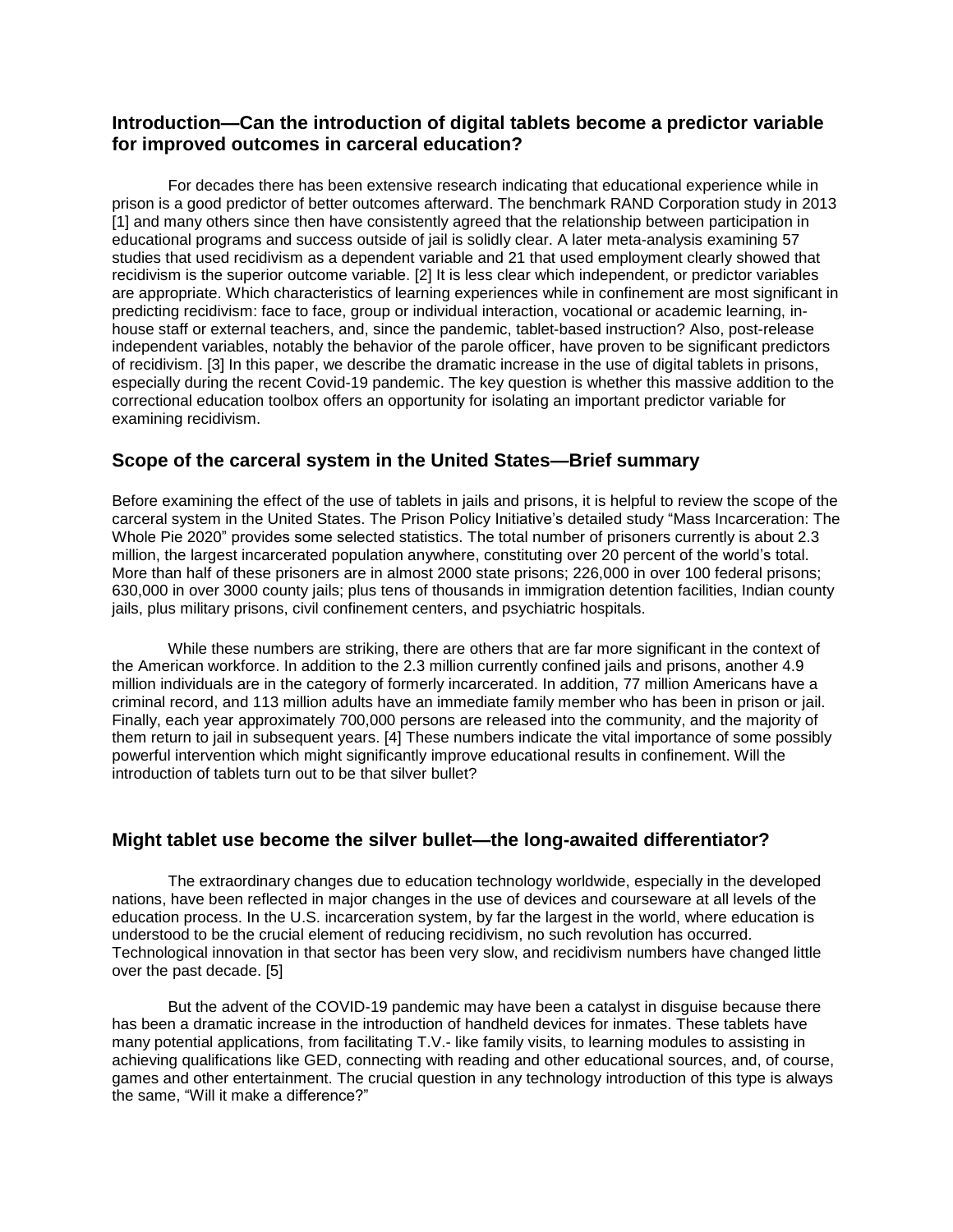## Introduction—Can the introduction of digital tablets become a predictor variable for improved outcomes in carceral education?

For decades there has been extensive research indicating that educational experience while in prison is a good predictor of better outcomes afterward. The benchmark RAND Corporation study in 2013 [1] and many others since then have consistently agreed that the relationship between participation in educational programs and success outside of jail is solidly clear. A later meta-analysis examining 57 studies that used recidivism as a dependent variable and 21 that used employment clearly showed that recidivism is the superior outcome variable. [2] It is less clear which independent, or predictor variables are appropriate. Which characteristics of learning experiences while in confinement are most significant in predicting recidivism: face to face, group or individual interaction, vocational or academic learning, in-house staff or external teachers, and, since the pandemic, tablet-based instruction? Also, post-release independent variables, notably the behavior of the parole officer, have proven to be significant predictors of recidivism. [3] In this paper, we describe the dramatic increase in the use of digital tablets in prisons, especially during the recent Covid-19 pandemic. The key question is whether this massive addition to the correctional education toolbox offers an opportunity for isolating an important predictor variable for examining recidivism.

## Scope of the carceral system in the United States—Brief summary

Before examining the effect of the use of tablets in jails and prisons, it is helpful to review the scope of the carceral system in the United States. The Prison Policy Initiative's detailed study "Mass Incarceration: The Whole Pie 2020" provides some selected statistics. The total number of prisoners currently is about 2.3 million, the largest incarcerated population anywhere, constituting over 20 percent of the world's total. More than half of these prisoners are in almost 2000 state prisons; 226,000 in over 100 federal prisons; 630,000 in over 3000 county jails; plus tens of thousands in immigration detention facilities, Indian county jails, plus military prisons, civil confinement centers, and psychiatric hospitals.

While these numbers are striking, there are others that are far more significant in the context of the American workforce. In addition to the 2.3 million currently confined jails and prisons, another 4.9 million individuals are in the category of formerly incarcerated. In addition, 77 million Americans have a criminal record, and 113 million adults have an immediate family member who has been in prison or jail. Finally, each year approximately 700,000 persons are released into the community, and the majority of them return to jail in subsequent years. [4] These numbers indicate the vital importance of some possibly powerful intervention which might significantly improve educational results in confinement. Will the introduction of tablets turn out to be that silver bullet?

## Might tablet use become the silver bullet—the long-awaited differentiator?

The extraordinary changes due to education technology worldwide, especially in the developed nations, have been reflected in major changes in the use of devices and courseware at all levels of the education process. In the U.S. incarceration system, by far the largest in the world, where education is understood to be the crucial element of reducing recidivism, no such revolution has occurred. Technological innovation in that sector has been very slow, and recidivism numbers have changed little over the past decade. [5]

But the advent of the COVID-19 pandemic may have been a catalyst in disguise because there has been a dramatic increase in the introduction of handheld devices for inmates. These tablets have many potential applications, from facilitating T.V.- like family visits, to learning modules to assisting in achieving qualifications like GED, connecting with reading and other educational sources, and, of course, games and other entertainment. The crucial question in any technology introduction of this type is always the same, "Will it make a difference?"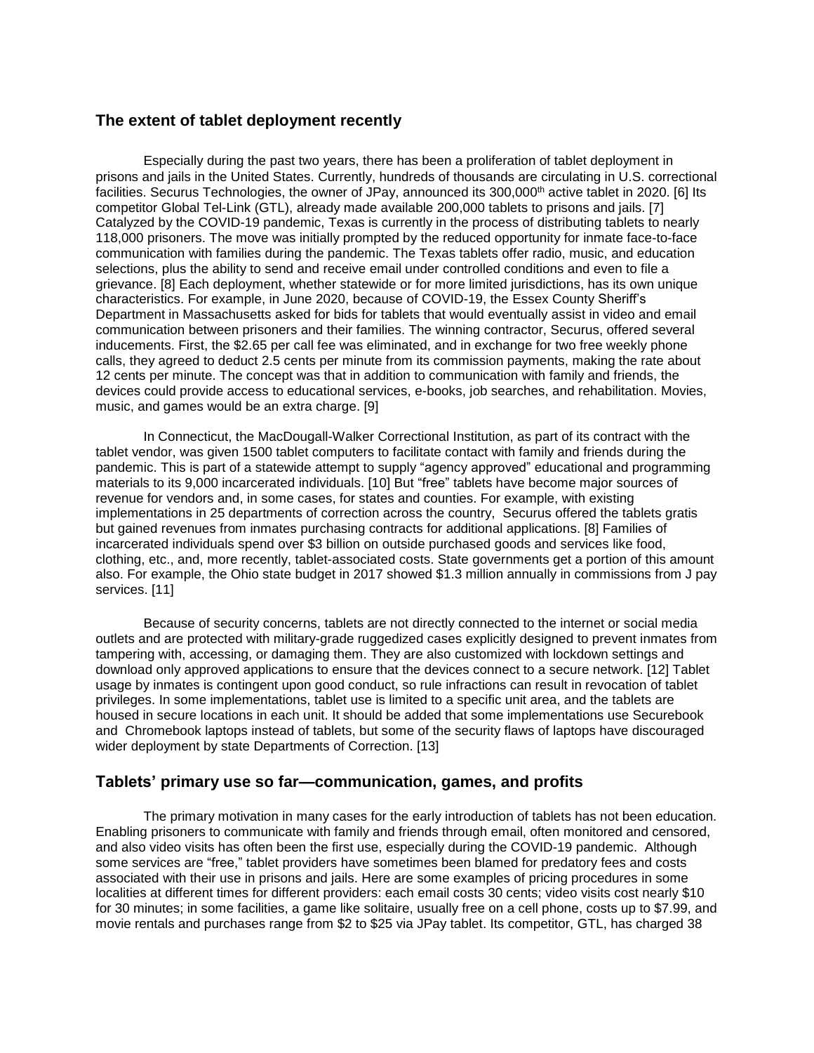## The extent of tablet deployment recently

Especially during the past two years, there has been a proliferation of tablet deployment in prisons and jails in the United States. Currently, hundreds of thousands are circulating in U.S. correctional facilities. Securus Technologies, the owner of JPay, announced its 300,000th active tablet in 2020. [6] Its competitor Global Tel-Link (GTL), already made available 200,000 tablets to prisons and jails. [7] Catalyzed by the COVID-19 pandemic, Texas is currently in the process of distributing tablets to nearly 118,000 prisoners. The move was initially prompted by the reduced opportunity for inmate face-to-face communication with families during the pandemic. The Texas tablets offer radio, music, and education selections, plus the ability to send and receive email under controlled conditions and even to file a grievance. [8] Each deployment, whether statewide or for more limited jurisdictions, has its own unique characteristics. For example, in June 2020, because of COVID-19, the Essex County Sheriff's Department in Massachusetts asked for bids for tablets that would eventually assist in video and email communication between prisoners and their families. The winning contractor, Securus, offered several inducements. First, the $2.65 per call fee was eliminated, and in exchange for two free weekly phone calls, they agreed to deduct 2.5 cents per minute from its commission payments, making the rate about 12 cents per minute. The concept was that in addition to communication with family and friends, the devices could provide access to educational services, e-books, job searches, and rehabilitation. Movies, music, and games would be an extra charge. [9]

In Connecticut, the MacDougall-Walker Correctional Institution, as part of its contract with the tablet vendor, was given 1500 tablet computers to facilitate contact with family and friends during the pandemic. This is part of a statewide attempt to supply "agency approved" educational and programming materials to its 9,000 incarcerated individuals. [10] But "free" tablets have become major sources of revenue for vendors and, in some cases, for states and counties. For example, with existing implementations in 25 departments of correction across the country, Securus offered the tablets gratis but gained revenues from inmates purchasing contracts for additional applications. [8] Families of incarcerated individuals spend over $3 billion on outside purchased goods and services like food, clothing, etc., and, more recently, tablet-associated costs. State governments get a portion of this amount also. For example, the Ohio state budget in 2017 showed $1.3 million annually in commissions from J pay services. [11]

Because of security concerns, tablets are not directly connected to the internet or social media outlets and are protected with military-grade ruggedized cases explicitly designed to prevent inmates from tampering with, accessing, or damaging them. They are also customized with lockdown settings and download only approved applications to ensure that the devices connect to a secure network. [12] Tablet usage by inmates is contingent upon good conduct, so rule infractions can result in revocation of tablet privileges. In some implementations, tablet use is limited to a specific unit area, and the tablets are housed in secure locations in each unit. It should be added that some implementations use Securebook and Chromebook laptops instead of tablets, but some of the security flaws of laptops have discouraged wider deployment by state Departments of Correction. [13]

## Tablets' primary use so far—communication, games, and profits

The primary motivation in many cases for the early introduction of tablets has not been education. Enabling prisoners to communicate with family and friends through email, often monitored and censored, and also video visits has often been the first use, especially during the COVID-19 pandemic. Although some services are "free," tablet providers have sometimes been blamed for predatory fees and costs associated with their use in prisons and jails. Here are some examples of pricing procedures in some localities at different times for different providers: each email costs 30 cents; video visits cost nearly $10 for 30 minutes; in some facilities, a game like solitaire, usually free on a cell phone, costs up to $7.99, and movie rentals and purchases range from $2 to $25 via JPay tablet. Its competitor, GTL, has charged 38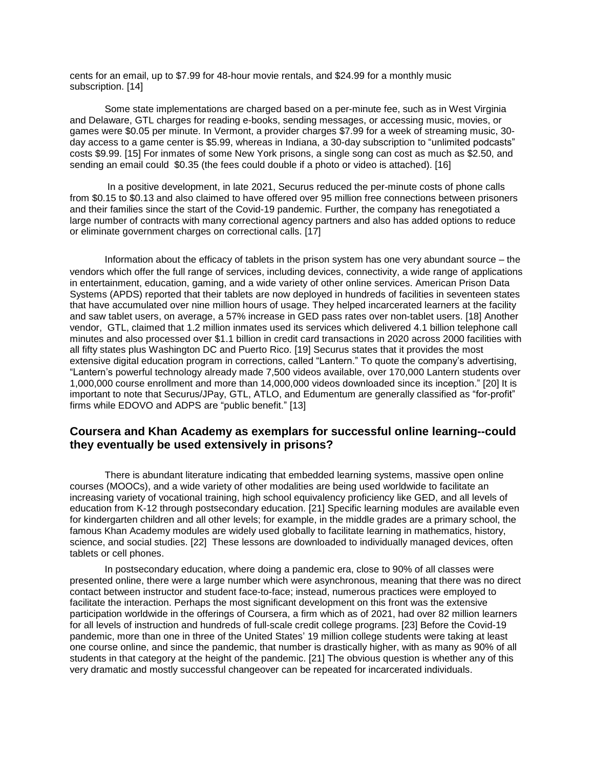cents for an email, up to $7.99 for 48-hour movie rentals, and $24.99 for a monthly music subscription. [14]

Some state implementations are charged based on a per-minute fee, such as in West Virginia and Delaware, GTL charges for reading e-books, sending messages, or accessing music, movies, or games were $0.05 per minute. In Vermont, a provider charges $7.99 for a week of streaming music, 30-day access to a game center is $5.99, whereas in Indiana, a 30-day subscription to "unlimited podcasts" costs $9.99. [15] For inmates of some New York prisons, a single song can cost as much as $2.50, and sending an email could $0.35 (the fees could double if a photo or video is attached). [16]

In a positive development, in late 2021, Securus reduced the per-minute costs of phone calls from $0.15 to $0.13 and also claimed to have offered over 95 million free connections between prisoners and their families since the start of the Covid-19 pandemic. Further, the company has renegotiated a large number of contracts with many correctional agency partners and also has added options to reduce or eliminate government charges on correctional calls. [17]

Information about the efficacy of tablets in the prison system has one very abundant source – the vendors which offer the full range of services, including devices, connectivity, a wide range of applications in entertainment, education, gaming, and a wide variety of other online services. American Prison Data Systems (APDS) reported that their tablets are now deployed in hundreds of facilities in seventeen states that have accumulated over nine million hours of usage. They helped incarcerated learners at the facility and saw tablet users, on average, a 57% increase in GED pass rates over non-tablet users. [18] Another vendor, GTL, claimed that 1.2 million inmates used its services which delivered 4.1 billion telephone call minutes and also processed over $1.1 billion in credit card transactions in 2020 across 2000 facilities with all fifty states plus Washington DC and Puerto Rico. [19] Securus states that it provides the most extensive digital education program in corrections, called "Lantern." To quote the company's advertising, "Lantern's powerful technology already made 7,500 videos available, over 170,000 Lantern students over 1,000,000 course enrollment and more than 14,000,000 videos downloaded since its inception." [20] It is important to note that Securus/JPay, GTL, ATLO, and Edumentum are generally classified as "for-profit" firms while EDOVO and ADPS are "public benefit." [13]

## Coursera and Khan Academy as exemplars for successful online learning--could they eventually be used extensively in prisons?

There is abundant literature indicating that embedded learning systems, massive open online courses (MOOCs), and a wide variety of other modalities are being used worldwide to facilitate an increasing variety of vocational training, high school equivalency proficiency like GED, and all levels of education from K-12 through postsecondary education. [21] Specific learning modules are available even for kindergarten children and all other levels; for example, in the middle grades are a primary school, the famous Khan Academy modules are widely used globally to facilitate learning in mathematics, history, science, and social studies. [22] These lessons are downloaded to individually managed devices, often tablets or cell phones.

In postsecondary education, where doing a pandemic era, close to 90% of all classes were presented online, there were a large number which were asynchronous, meaning that there was no direct contact between instructor and student face-to-face; instead, numerous practices were employed to facilitate the interaction. Perhaps the most significant development on this front was the extensive participation worldwide in the offerings of Coursera, a firm which as of 2021, had over 82 million learners for all levels of instruction and hundreds of full-scale credit college programs. [23] Before the Covid-19 pandemic, more than one in three of the United States' 19 million college students were taking at least one course online, and since the pandemic, that number is drastically higher, with as many as 90% of all students in that category at the height of the pandemic. [21] The obvious question is whether any of this very dramatic and mostly successful changeover can be repeated for incarcerated individuals.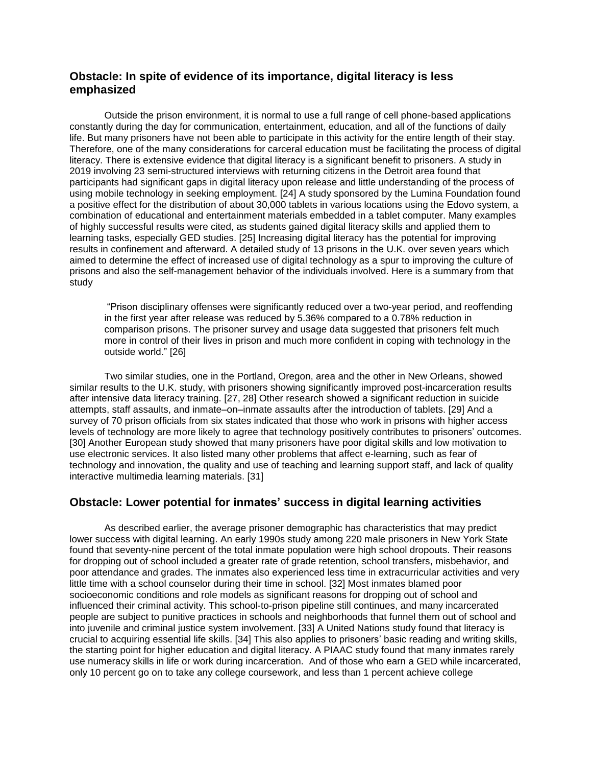## Obstacle: In spite of evidence of its importance, digital literacy is less emphasized

Outside the prison environment, it is normal to use a full range of cell phone-based applications constantly during the day for communication, entertainment, education, and all of the functions of daily life. But many prisoners have not been able to participate in this activity for the entire length of their stay. Therefore, one of the many considerations for carceral education must be facilitating the process of digital literacy. There is extensive evidence that digital literacy is a significant benefit to prisoners. A study in 2019 involving 23 semi-structured interviews with returning citizens in the Detroit area found that participants had significant gaps in digital literacy upon release and little understanding of the process of using mobile technology in seeking employment. [24] A study sponsored by the Lumina Foundation found a positive effect for the distribution of about 30,000 tablets in various locations using the Edovo system, a combination of educational and entertainment materials embedded in a tablet computer. Many examples of highly successful results were cited, as students gained digital literacy skills and applied them to learning tasks, especially GED studies. [25] Increasing digital literacy has the potential for improving results in confinement and afterward. A detailed study of 13 prisons in the U.K. over seven years which aimed to determine the effect of increased use of digital technology as a spur to improving the culture of prisons and also the self-management behavior of the individuals involved. Here is a summary from that study

> "Prison disciplinary offenses were significantly reduced over a two-year period, and reoffending in the first year after release was reduced by 5.36% compared to a 0.78% reduction in comparison prisons. The prisoner survey and usage data suggested that prisoners felt much more in control of their lives in prison and much more confident in coping with technology in the outside world." [26]

Two similar studies, one in the Portland, Oregon, area and the other in New Orleans, showed similar results to the U.K. study, with prisoners showing significantly improved post-incarceration results after intensive data literacy training. [27, 28] Other research showed a significant reduction in suicide attempts, staff assaults, and inmate–on–inmate assaults after the introduction of tablets. [29] And a survey of 70 prison officials from six states indicated that those who work in prisons with higher access levels of technology are more likely to agree that technology positively contributes to prisoners' outcomes. [30] Another European study showed that many prisoners have poor digital skills and low motivation to use electronic services. It also listed many other problems that affect e-learning, such as fear of technology and innovation, the quality and use of teaching and learning support staff, and lack of quality interactive multimedia learning materials. [31]

## Obstacle: Lower potential for inmates' success in digital learning activities

As described earlier, the average prisoner demographic has characteristics that may predict lower success with digital learning. An early 1990s study among 220 male prisoners in New York State found that seventy-nine percent of the total inmate population were high school dropouts. Their reasons for dropping out of school included a greater rate of grade retention, school transfers, misbehavior, and poor attendance and grades. The inmates also experienced less time in extracurricular activities and very little time with a school counselor during their time in school. [32] Most inmates blamed poor socioeconomic conditions and role models as significant reasons for dropping out of school and influenced their criminal activity. This school-to-prison pipeline still continues, and many incarcerated people are subject to punitive practices in schools and neighborhoods that funnel them out of school and into juvenile and criminal justice system involvement. [33] A United Nations study found that literacy is crucial to acquiring essential life skills. [34] This also applies to prisoners' basic reading and writing skills, the starting point for higher education and digital literacy. A PIAAC study found that many inmates rarely use numeracy skills in life or work during incarceration. And of those who earn a GED while incarcerated, only 10 percent go on to take any college coursework, and less than 1 percent achieve college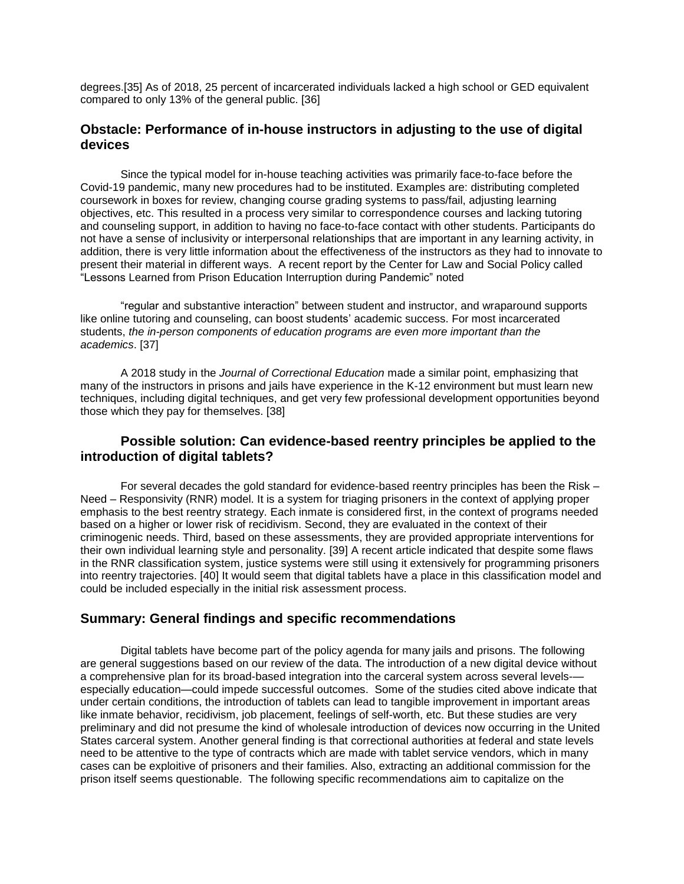degrees.[35] As of 2018, 25 percent of incarcerated individuals lacked a high school or GED equivalent compared to only 13% of the general public. [36]

## Obstacle: Performance of in-house instructors in adjusting to the use of digital devices

Since the typical model for in-house teaching activities was primarily face-to-face before the Covid-19 pandemic, many new procedures had to be instituted. Examples are: distributing completed coursework in boxes for review, changing course grading systems to pass/fail, adjusting learning objectives, etc. This resulted in a process very similar to correspondence courses and lacking tutoring and counseling support, in addition to having no face-to-face contact with other students. Participants do not have a sense of inclusivity or interpersonal relationships that are important in any learning activity, in addition, there is very little information about the effectiveness of the instructors as they had to innovate to present their material in different ways. A recent report by the Center for Law and Social Policy called "Lessons Learned from Prison Education Interruption during Pandemic" noted

"regular and substantive interaction" between student and instructor, and wraparound supports like online tutoring and counseling, can boost students' academic success. For most incarcerated students, *the in-person components of education programs are even more important than the academics*. [37]

A 2018 study in the *Journal of Correctional Education* made a similar point, emphasizing that many of the instructors in prisons and jails have experience in the K-12 environment but must learn new techniques, including digital techniques, and get very few professional development opportunities beyond those which they pay for themselves. [38]

## Possible solution: Can evidence-based reentry principles be applied to the introduction of digital tablets?

For several decades the gold standard for evidence-based reentry principles has been the Risk – Need – Responsivity (RNR) model. It is a system for triaging prisoners in the context of applying proper emphasis to the best reentry strategy. Each inmate is considered first, in the context of programs needed based on a higher or lower risk of recidivism. Second, they are evaluated in the context of their criminogenic needs. Third, based on these assessments, they are provided appropriate interventions for their own individual learning style and personality. [39] A recent article indicated that despite some flaws in the RNR classification system, justice systems were still using it extensively for programming prisoners into reentry trajectories. [40] It would seem that digital tablets have a place in this classification model and could be included especially in the initial risk assessment process.

## Summary: General findings and specific recommendations

Digital tablets have become part of the policy agenda for many jails and prisons. The following are general suggestions based on our review of the data. The introduction of a new digital device without a comprehensive plan for its broad-based integration into the carceral system across several levels-—especially education—could impede successful outcomes. Some of the studies cited above indicate that under certain conditions, the introduction of tablets can lead to tangible improvement in important areas like inmate behavior, recidivism, job placement, feelings of self-worth, etc. But these studies are very preliminary and did not presume the kind of wholesale introduction of devices now occurring in the United States carceral system. Another general finding is that correctional authorities at federal and state levels need to be attentive to the type of contracts which are made with tablet service vendors, which in many cases can be exploitive of prisoners and their families. Also, extracting an additional commission for the prison itself seems questionable. The following specific recommendations aim to capitalize on the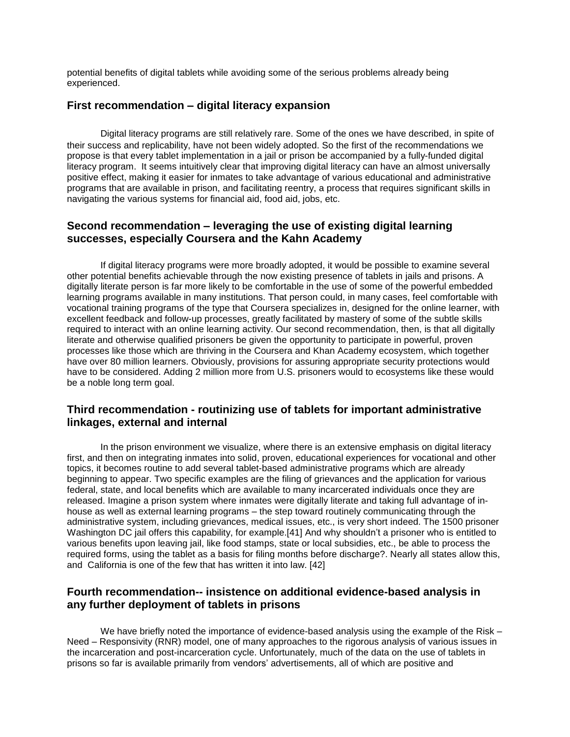potential benefits of digital tablets while avoiding some of the serious problems already being experienced.

## First recommendation – digital literacy expansion

Digital literacy programs are still relatively rare. Some of the ones we have described, in spite of their success and replicability, have not been widely adopted. So the first of the recommendations we propose is that every tablet implementation in a jail or prison be accompanied by a fully-funded digital literacy program. It seems intuitively clear that improving digital literacy can have an almost universally positive effect, making it easier for inmates to take advantage of various educational and administrative programs that are available in prison, and facilitating reentry, a process that requires significant skills in navigating the various systems for financial aid, food aid, jobs, etc.

## Second recommendation – leveraging the use of existing digital learning successes, especially Coursera and the Kahn Academy

If digital literacy programs were more broadly adopted, it would be possible to examine several other potential benefits achievable through the now existing presence of tablets in jails and prisons. A digitally literate person is far more likely to be comfortable in the use of some of the powerful embedded learning programs available in many institutions. That person could, in many cases, feel comfortable with vocational training programs of the type that Coursera specializes in, designed for the online learner, with excellent feedback and follow-up processes, greatly facilitated by mastery of some of the subtle skills required to interact with an online learning activity. Our second recommendation, then, is that all digitally literate and otherwise qualified prisoners be given the opportunity to participate in powerful, proven processes like those which are thriving in the Coursera and Khan Academy ecosystem, which together have over 80 million learners. Obviously, provisions for assuring appropriate security protections would have to be considered. Adding 2 million more from U.S. prisoners would to ecosystems like these would be a noble long term goal.

## Third recommendation - routinizing use of tablets for important administrative linkages, external and internal

In the prison environment we visualize, where there is an extensive emphasis on digital literacy first, and then on integrating inmates into solid, proven, educational experiences for vocational and other topics, it becomes routine to add several tablet-based administrative programs which are already beginning to appear. Two specific examples are the filing of grievances and the application for various federal, state, and local benefits which are available to many incarcerated individuals once they are released. Imagine a prison system where inmates were digitally literate and taking full advantage of in-house as well as external learning programs – the step toward routinely communicating through the administrative system, including grievances, medical issues, etc., is very short indeed. The 1500 prisoner Washington DC jail offers this capability, for example.[41] And why shouldn't a prisoner who is entitled to various benefits upon leaving jail, like food stamps, state or local subsidies, etc., be able to process the required forms, using the tablet as a basis for filing months before discharge?. Nearly all states allow this, and California is one of the few that has written it into law. [42]

## Fourth recommendation-- insistence on additional evidence-based analysis in any further deployment of tablets in prisons

We have briefly noted the importance of evidence-based analysis using the example of the Risk – Need – Responsivity (RNR) model, one of many approaches to the rigorous analysis of various issues in the incarceration and post-incarceration cycle. Unfortunately, much of the data on the use of tablets in prisons so far is available primarily from vendors' advertisements, all of which are positive and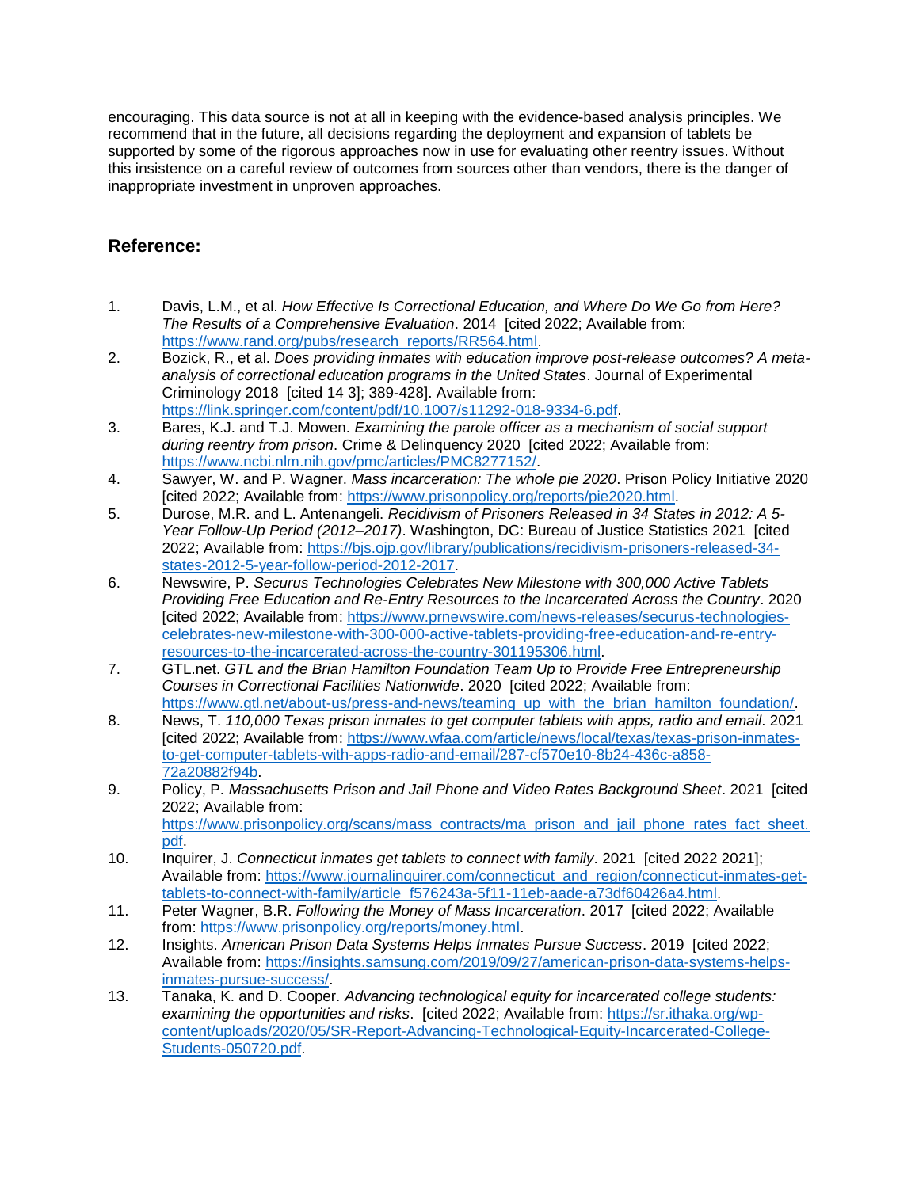encouraging. This data source is not at all in keeping with the evidence-based analysis principles. We recommend that in the future, all decisions regarding the deployment and expansion of tablets be supported by some of the rigorous approaches now in use for evaluating other reentry issues. Without this insistence on a careful review of outcomes from sources other than vendors, there is the danger of inappropriate investment in unproven approaches.

## Reference:

1. Davis, L.M., et al. *How Effective Is Correctional Education, and Where Do We Go from Here? The Results of a Comprehensive Evaluation*. 2014 [cited 2022; Available from: https://www.rand.org/pubs/research_reports/RR564.html.
2. Bozick, R., et al. *Does providing inmates with education improve post-release outcomes? A meta-analysis of correctional education programs in the United States*. Journal of Experimental Criminology 2018 [cited 14 3]; 389-428]. Available from: https://link.springer.com/content/pdf/10.1007/s11292-018-9334-6.pdf.
3. Bares, K.J. and T.J. Mowen. *Examining the parole officer as a mechanism of social support during reentry from prison*. Crime & Delinquency 2020 [cited 2022; Available from: https://www.ncbi.nlm.nih.gov/pmc/articles/PMC8277152/.
4. Sawyer, W. and P. Wagner. *Mass incarceration: The whole pie 2020*. Prison Policy Initiative 2020 [cited 2022; Available from: https://www.prisonpolicy.org/reports/pie2020.html.
5. Durose, M.R. and L. Antenangeli. *Recidivism of Prisoners Released in 34 States in 2012: A 5-Year Follow-Up Period (2012–2017)*. Washington, DC: Bureau of Justice Statistics 2021 [cited 2022; Available from: https://bjs.ojp.gov/library/publications/recidivism-prisoners-released-34-states-2012-5-year-follow-period-2012-2017.
6. Newswire, P. *Securus Technologies Celebrates New Milestone with 300,000 Active Tablets Providing Free Education and Re-Entry Resources to the Incarcerated Across the Country*. 2020 [cited 2022; Available from: https://www.prnewswire.com/news-releases/securus-technologies-celebrates-new-milestone-with-300-000-active-tablets-providing-free-education-and-re-entry-resources-to-the-incarcerated-across-the-country-301195306.html.
7. GTL.net. *GTL and the Brian Hamilton Foundation Team Up to Provide Free Entrepreneurship Courses in Correctional Facilities Nationwide*. 2020 [cited 2022; Available from: https://www.gtl.net/about-us/press-and-news/teaming_up_with_the_brian_hamilton_foundation/.
8. News, T. *110,000 Texas prison inmates to get computer tablets with apps, radio and email*. 2021 [cited 2022; Available from: https://www.wfaa.com/article/news/local/texas/texas-prison-inmates-to-get-computer-tablets-with-apps-radio-and-email/287-cf570e10-8b24-436c-a858-72a20882f94b.
9. Policy, P. *Massachusetts Prison and Jail Phone and Video Rates Background Sheet*. 2021 [cited 2022; Available from: https://www.prisonpolicy.org/scans/mass_contracts/ma_prison_and_jail_phone_rates_fact_sheet.pdf.
10. Inquirer, J. *Connecticut inmates get tablets to connect with family*. 2021 [cited 2022 2021]; Available from: https://www.journalinquirer.com/connecticut_and_region/connecticut-inmates-get-tablets-to-connect-with-family/article_f576243a-5f11-11eb-aade-a73df60426a4.html.
11. Peter Wagner, B.R. *Following the Money of Mass Incarceration*. 2017 [cited 2022; Available from: https://www.prisonpolicy.org/reports/money.html.
12. Insights. *American Prison Data Systems Helps Inmates Pursue Success*. 2019 [cited 2022; Available from: https://insights.samsung.com/2019/09/27/american-prison-data-systems-helps-inmates-pursue-success/.
13. Tanaka, K. and D. Cooper. *Advancing technological equity for incarcerated college students: examining the opportunities and risks*. [cited 2022; Available from: https://sr.ithaka.org/wp-content/uploads/2020/05/SR-Report-Advancing-Technological-Equity-Incarcerated-College-Students-050720.pdf.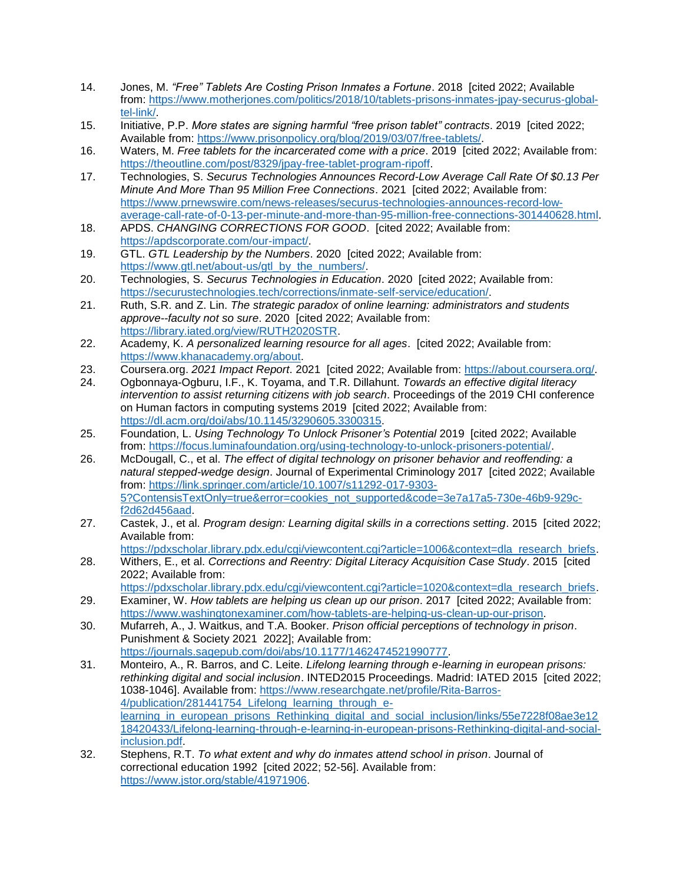14. Jones, M. *“Free” Tablets Are Costing Prison Inmates a Fortune*. 2018 [cited 2022; Available from: https://www.motherjones.com/politics/2018/10/tablets-prisons-inmates-jpay-securus-global-tel-link/.
15. Initiative, P.P. *More states are signing harmful “free prison tablet” contracts*. 2019 [cited 2022; Available from: https://www.prisonpolicy.org/blog/2019/03/07/free-tablets/.
16. Waters, M. *Free tablets for the incarcerated come with a price*. 2019 [cited 2022; Available from: https://theoutline.com/post/8329/jpay-free-tablet-program-ripoff.
17. Technologies, S. *Securus Technologies Announces Record-Low Average Call Rate Of $0.13 Per Minute And More Than 95 Million Free Connections*. 2021 [cited 2022; Available from: https://www.prnewswire.com/news-releases/securus-technologies-announces-record-low-average-call-rate-of-0-13-per-minute-and-more-than-95-million-free-connections-301440628.html.
18. APDS. *CHANGING CORRECTIONS FOR GOOD*. [cited 2022; Available from: https://apdscorporate.com/our-impact/.
19. GTL. *GTL Leadership by the Numbers*. 2020 [cited 2022; Available from: https://www.gtl.net/about-us/gtl_by_the_numbers/.
20. Technologies, S. *Securus Technologies in Education*. 2020 [cited 2022; Available from: https://securustechnologies.tech/corrections/inmate-self-service/education/.
21. Ruth, S.R. and Z. Lin. *The strategic paradox of online learning: administrators and students approve--faculty not so sure*. 2020 [cited 2022; Available from: https://library.iated.org/view/RUTH2020STR.
22. Academy, K. *A personalized learning resource for all ages*. [cited 2022; Available from: https://www.khanacademy.org/about.
23. Coursera.org. *2021 Impact Report*. 2021 [cited 2022; Available from: https://about.coursera.org/.
24. Ogbonnaya-Ogburu, I.F., K. Toyama, and T.R. Dillahunt. *Towards an effective digital literacy intervention to assist returning citizens with job search*. Proceedings of the 2019 CHI conference on Human factors in computing systems 2019 [cited 2022; Available from: https://dl.acm.org/doi/abs/10.1145/3290605.3300315.
25. Foundation, L. *Using Technology To Unlock Prisoner’s Potential* 2019 [cited 2022; Available from: https://focus.luminafoundation.org/using-technology-to-unlock-prisoners-potential/.
26. McDougall, C., et al. *The effect of digital technology on prisoner behavior and reoffending: a natural stepped-wedge design*. Journal of Experimental Criminology 2017 [cited 2022; Available from: https://link.springer.com/article/10.1007/s11292-017-9303-5?ContensisTextOnly=true&error=cookies_not_supported&code=3e7a17a5-730e-46b9-929c-f2d62d456aad.
27. Castek, J., et al. *Program design: Learning digital skills in a corrections setting*. 2015 [cited 2022; Available from: https://pdxscholar.library.pdx.edu/cgi/viewcontent.cgi?article=1006&context=dla_research_briefs.
28. Withers, E., et al. *Corrections and Reentry: Digital Literacy Acquisition Case Study*. 2015 [cited 2022; Available from: https://pdxscholar.library.pdx.edu/cgi/viewcontent.cgi?article=1020&context=dla_research_briefs.
29. Examiner, W. *How tablets are helping us clean up our prison*. 2017 [cited 2022; Available from: https://www.washingtonexaminer.com/how-tablets-are-helping-us-clean-up-our-prison.
30. Mufarreh, A., J. Waitkus, and T.A. Booker. *Prison official perceptions of technology in prison*. Punishment & Society 2021 2022]; Available from: https://journals.sagepub.com/doi/abs/10.1177/1462474521990777.
31. Monteiro, A., R. Barros, and C. Leite. *Lifelong learning through e-learning in european prisons: rethinking digital and social inclusion*. INTED2015 Proceedings. Madrid: IATED 2015 [cited 2022; 1038-1046]. Available from: https://www.researchgate.net/profile/Rita-Barros-4/publication/281441754_Lifelong_learning_through_e-learning_in_european_prisons_Rethinking_digital_and_social_inclusion/links/55e7228f08ae3e1218420433/Lifelong-learning-through-e-learning-in-european-prisons-Rethinking-digital-and-social-inclusion.pdf.
32. Stephens, R.T. *To what extent and why do inmates attend school in prison*. Journal of correctional education 1992 [cited 2022; 52-56]. Available from: https://www.jstor.org/stable/41971906.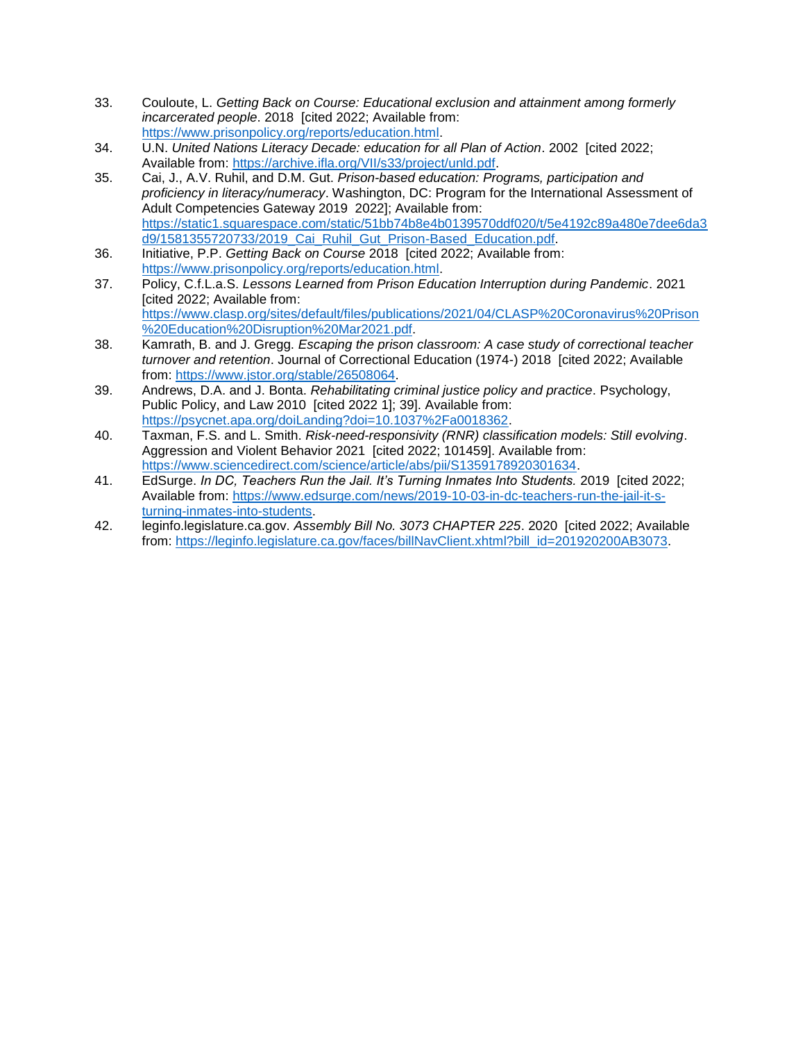33. Couloute, L. *Getting Back on Course: Educational exclusion and attainment among formerly incarcerated people*. 2018 [cited 2022; Available from: https://www.prisonpolicy.org/reports/education.html.
34. U.N. *United Nations Literacy Decade: education for all Plan of Action*. 2002 [cited 2022; Available from: https://archive.ifla.org/VII/s33/project/unld.pdf.
35. Cai, J., A.V. Ruhil, and D.M. Gut. *Prison-based education: Programs, participation and proficiency in literacy/numeracy*. Washington, DC: Program for the International Assessment of Adult Competencies Gateway 2019 2022]; Available from: https://static1.squarespace.com/static/51bb74b8e4b0139570ddf020/t/5e4192c89a480e7dee6da3d9/1581355720733/2019_Cai_Ruhil_Gut_Prison-Based_Education.pdf.
36. Initiative, P.P. *Getting Back on Course* 2018 [cited 2022; Available from: https://www.prisonpolicy.org/reports/education.html.
37. Policy, C.f.L.a.S. *Lessons Learned from Prison Education Interruption during Pandemic*. 2021 [cited 2022; Available from: https://www.clasp.org/sites/default/files/publications/2021/04/CLASP%20Coronavirus%20Prison%20Education%20Disruption%20Mar2021.pdf.
38. Kamrath, B. and J. Gregg. *Escaping the prison classroom: A case study of correctional teacher turnover and retention*. Journal of Correctional Education (1974-) 2018 [cited 2022; Available from: https://www.jstor.org/stable/26508064.
39. Andrews, D.A. and J. Bonta. *Rehabilitating criminal justice policy and practice*. Psychology, Public Policy, and Law 2010 [cited 2022 1]; 39]. Available from: https://psycnet.apa.org/doiLanding?doi=10.1037%2Fa0018362.
40. Taxman, F.S. and L. Smith. *Risk-need-responsivity (RNR) classification models: Still evolving*. Aggression and Violent Behavior 2021 [cited 2022; 101459]. Available from: https://www.sciencedirect.com/science/article/abs/pii/S1359178920301634.
41. EdSurge. *In DC, Teachers Run the Jail. It's Turning Inmates Into Students.* 2019 [cited 2022; Available from: https://www.edsurge.com/news/2019-10-03-in-dc-teachers-run-the-jail-it-s-turning-inmates-into-students.
42. leginfo.legislature.ca.gov. *Assembly Bill No. 3073 CHAPTER 225*. 2020 [cited 2022; Available from: https://leginfo.legislature.ca.gov/faces/billNavClient.xhtml?bill_id=201920200AB3073.